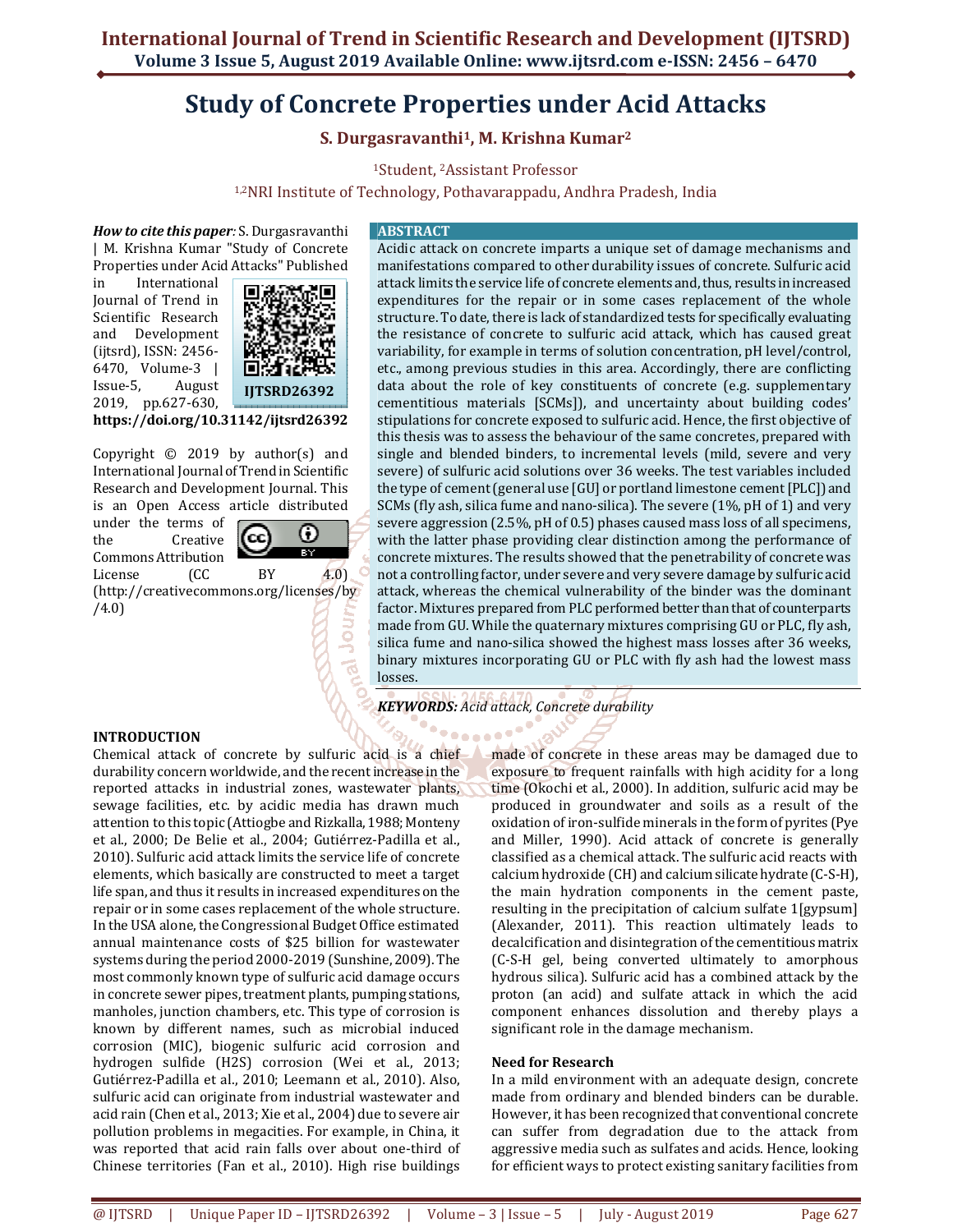# Study of Concrete Properties under Acid Attacks

**S. Durgasravanthi[1], M. Krishna Kumar[2]**

[1]Student, [2]Assistant Professor

[1,2]NRI Institute of Technology, Pothavarappadu, Andhra Pradesh, India

***How to cite this paper:*** S. Durgasravanthi | M. Krishna Kumar "Study of Concrete Properties under Acid Attacks" Published in International Journal of Trend in Scientific Research and Development (ijtsrd), ISSN: 2456-6470, Volume-3 | Issue-5, August 2019, pp.627-630, **https://doi.org/10.31142/ijtsrd26392**

IJTSRD26392

Copyright © 2019 by author(s) and International Journal of Trend in Scientific Research and Development Journal. This is an Open Access article distributed under the terms of the Creative Commons Attribution License (CC BY 4.0) (http://creativecommons.org/licenses/by/4.0)

## ABSTRACT

Acidic attack on concrete imparts a unique set of damage mechanisms and manifestations compared to other durability issues of concrete. Sulfuric acid attack limits the service life of concrete elements and, thus, results in increased expenditures for the repair or in some cases replacement of the whole structure. To date, there is lack of standardized tests for specifically evaluating the resistance of concrete to sulfuric acid attack, which has caused great variability, for example in terms of solution concentration, pH level/control, etc., among previous studies in this area. Accordingly, there are conflicting data about the role of key constituents of concrete (e.g. supplementary cementitious materials [SCMs]), and uncertainty about building codes' stipulations for concrete exposed to sulfuric acid. Hence, the first objective of this thesis was to assess the behaviour of the same concretes, prepared with single and blended binders, to incremental levels (mild, severe and very severe) of sulfuric acid solutions over 36 weeks. The test variables included the type of cement (general use [GU] or portland limestone cement [PLC]) and SCMs (fly ash, silica fume and nano-silica). The severe (1%, pH of 1) and very severe aggression (2.5%, pH of 0.5) phases caused mass loss of all specimens, with the latter phase providing clear distinction among the performance of concrete mixtures. The results showed that the penetrability of concrete was not a controlling factor, under severe and very severe damage by sulfuric acid attack, whereas the chemical vulnerability of the binder was the dominant factor. Mixtures prepared from PLC performed better than that of counterparts made from GU. While the quaternary mixtures comprising GU or PLC, fly ash, silica fume and nano-silica showed the highest mass losses after 36 weeks, binary mixtures incorporating GU or PLC with fly ash had the lowest mass losses.

***KEYWORDS:*** *Acid attack, Concrete durability*

## INTRODUCTION

Chemical attack of concrete by sulfuric acid is a chief durability concern worldwide, and the recent increase in the reported attacks in industrial zones, wastewater plants, sewage facilities, etc. by acidic media has drawn much attention to this topic (Attiogbe and Rizkalla, 1988; Monteny et al., 2000; De Belie et al., 2004; Gutiérrez-Padilla et al., 2010). Sulfuric acid attack limits the service life of concrete elements, which basically are constructed to meet a target life span, and thus it results in increased expenditures on the repair or in some cases replacement of the whole structure. In the USA alone, the Congressional Budget Office estimated annual maintenance costs of $25 billion for wastewater systems during the period 2000-2019 (Sunshine, 2009). The most commonly known type of sulfuric acid damage occurs in concrete sewer pipes, treatment plants, pumping stations, manholes, junction chambers, etc. This type of corrosion is known by different names, such as microbial induced corrosion (MIC), biogenic sulfuric acid corrosion and hydrogen sulfide (H2S) corrosion (Wei et al., 2013; Gutiérrez-Padilla et al., 2010; Leemann et al., 2010). Also, sulfuric acid can originate from industrial wastewater and acid rain (Chen et al., 2013; Xie et al., 2004) due to severe air pollution problems in megacities. For example, in China, it was reported that acid rain falls over about one-third of Chinese territories (Fan et al., 2010). High rise buildings made of concrete in these areas may be damaged due to exposure to frequent rainfalls with high acidity for a long time (Okochi et al., 2000). In addition, sulfuric acid may be produced in groundwater and soils as a result of the oxidation of iron-sulfide minerals in the form of pyrites (Pye and Miller, 1990). Acid attack of concrete is generally classified as a chemical attack. The sulfuric acid reacts with calcium hydroxide (CH) and calcium silicate hydrate (C-S-H), the main hydration components in the cement paste, resulting in the precipitation of calcium sulfate 1[gypsum] (Alexander, 2011). This reaction ultimately leads to decalcification and disintegration of the cementitious matrix (C-S-H gel, being converted ultimately to amorphous hydrous silica). Sulfuric acid has a combined attack by the proton (an acid) and sulfate attack in which the acid component enhances dissolution and thereby plays a significant role in the damage mechanism.

### Need for Research

In a mild environment with an adequate design, concrete made from ordinary and blended binders can be durable. However, it has been recognized that conventional concrete can suffer from degradation due to the attack from aggressive media such as sulfates and acids. Hence, looking for efficient ways to protect existing sanitary facilities from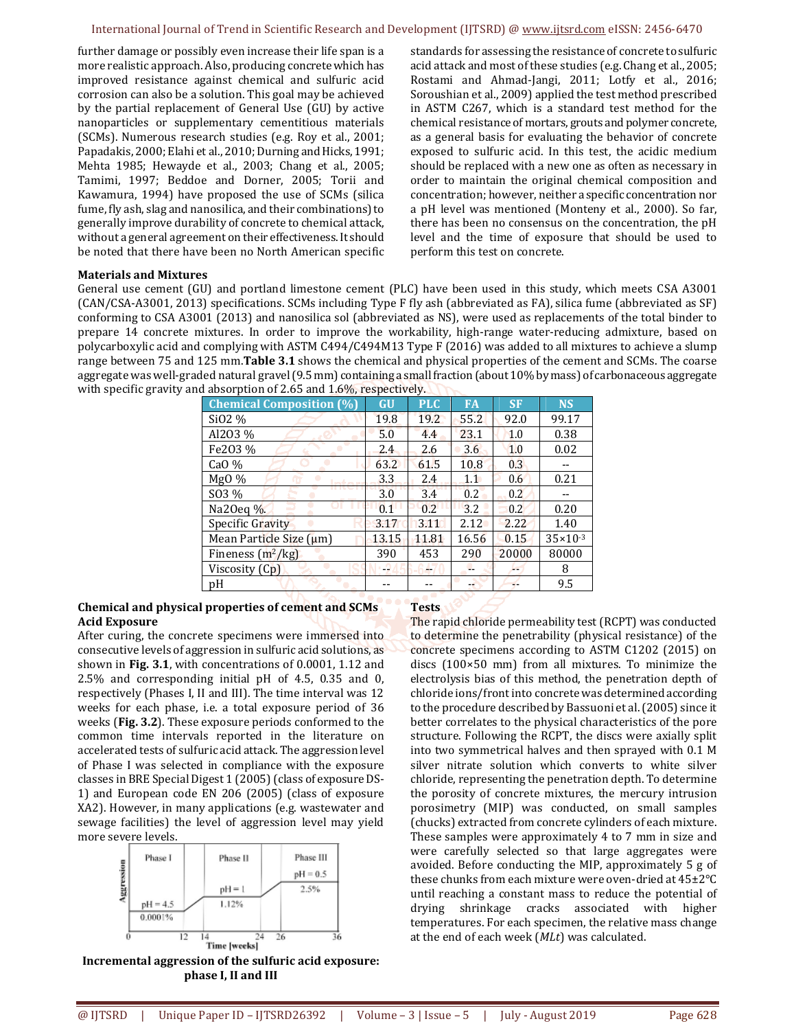further damage or possibly even increase their life span is a more realistic approach. Also, producing concrete which has improved resistance against chemical and sulfuric acid corrosion can also be a solution. This goal may be achieved by the partial replacement of General Use (GU) by active nanoparticles or supplementary cementitious materials (SCMs). Numerous research studies (e.g. Roy et al., 2001; Papadakis, 2000; Elahi et al., 2010; Durning and Hicks, 1991; Mehta 1985; Hewayde et al., 2003; Chang et al., 2005; Tamimi, 1997; Beddoe and Dorner, 2005; Torii and Kawamura, 1994) have proposed the use of SCMs (silica fume, fly ash, slag and nanosilica, and their combinations) to generally improve durability of concrete to chemical attack, without a general agreement on their effectiveness. It should be noted that there have been no North American specific standards for assessing the resistance of concrete to sulfuric acid attack and most of these studies (e.g. Chang et al., 2005; Rostami and Ahmad-Jangi, 2011; Lotfy et al., 2016; Soroushian et al., 2009) applied the test method prescribed in ASTM C267, which is a standard test method for the chemical resistance of mortars, grouts and polymer concrete, as a general basis for evaluating the behavior of concrete exposed to sulfuric acid. In this test, the acidic medium should be replaced with a new one as often as necessary in order to maintain the original chemical composition and concentration; however, neither a specific concentration nor a pH level was mentioned (Monteny et al., 2000). So far, there has been no consensus on the concentration, the pH level and the time of exposure that should be used to perform this test on concrete.

**Materials and Mixtures**

General use cement (GU) and portland limestone cement (PLC) have been used in this study, which meets CSA A3001 (CAN/CSA-A3001, 2013) specifications. SCMs including Type F fly ash (abbreviated as FA), silica fume (abbreviated as SF) conforming to CSA A3001 (2013) and nanosilica sol (abbreviated as NS), were used as replacements of the total binder to prepare 14 concrete mixtures. In order to improve the workability, high-range water-reducing admixture, based on polycarboxylic acid and complying with ASTM C494/C494M13 Type F (2016) was added to all mixtures to achieve a slump range between 75 and 125 mm. **Table 3.1** shows the chemical and physical properties of the cement and SCMs. The coarse aggregate was well-graded natural gravel (9.5 mm) containing a small fraction (about 10% by mass) of carbonaceous aggregate with specific gravity and absorption of 2.65 and 1.6%, respectively.

| Chemical Composition (%) | GU | PLC | FA | SF | NS |
|---|---|---|---|---|---|
| $SiO_2$ % | 19.8 | 19.2 | 55.2 | 92.0 | 99.17 |
| $Al_2O_3$ % | 5.0 | 4.4 | 23.1 | 1.0 | 0.38 |
| $Fe_2O_3$ % | 2.4 | 2.6 | 3.6 | 1.0 | 0.02 |
| CaO % | 63.2 | 61.5 | 10.8 | 0.3 | -- |
| MgO % | 3.3 | 2.4 | 1.1 | 0.6 | 0.21 |
| $SO_3$ % | 3.0 | 3.4 | 0.2 | 0.2 | -- |
| $Na_2O$eq %. | 0.1 | 0.2 | 3.2 | 0.2 | 0.20 |
| Specific Gravity | 3.17 | 3.11 | 2.12 | 2.22 | 1.40 |
| Mean Particle Size (μm) | 13.15 | 11.81 | 16.56 | 0.15 | $35\times10^{-3}$ |
| Fineness ($m^2$/kg) | 390 | 453 | 290 | 20000 | 80000 |
| Viscosity (Cp) | -- | -- | -- | -- | 8 |
| pH | -- | -- | -- | -- | 9.5 |

**Chemical and physical properties of cement and SCMs**

**Acid Exposure**

After curing, the concrete specimens were immersed into consecutive levels of aggression in sulfuric acid solutions, as shown in **Fig. 3.1**, with concentrations of 0.0001, 1.12 and 2.5% and corresponding initial pH of 4.5, 0.35 and 0, respectively (Phases I, II and III). The time interval was 12 weeks for each phase, i.e. a total exposure period of 36 weeks (**Fig. 3.2**). These exposure periods conformed to the common time intervals reported in the literature on accelerated tests of sulfuric acid attack. The aggression level of Phase I was selected in compliance with the exposure classes in BRE Special Digest 1 (2005) (class of exposure DS-1) and European code EN 206 (2005) (class of exposure XA2). However, in many applications (e.g. wastewater and sewage facilities) the level of aggression level may yield more severe levels.

**Incremental aggression of the sulfuric acid exposure: phase I, II and III**

**Tests**

The rapid chloride permeability test (RCPT) was conducted to determine the penetrability (physical resistance) of the concrete specimens according to ASTM C1202 (2015) on discs (100×50 mm) from all mixtures. To minimize the electrolysis bias of this method, the penetration depth of chloride ions/front into concrete was determined according to the procedure described by Bassuoni et al. (2005) since it better correlates to the physical characteristics of the pore structure. Following the RCPT, the discs were axially split into two symmetrical halves and then sprayed with 0.1 M silver nitrate solution which converts to white silver chloride, representing the penetration depth. To determine the porosity of concrete mixtures, the mercury intrusion porosimetry (MIP) was conducted, on small samples (chucks) extracted from concrete cylinders of each mixture. These samples were approximately 4 to 7 mm in size and were carefully selected so that large aggregates were avoided. Before conducting the MIP, approximately 5 g of these chunks from each mixture were oven-dried at 45±2°C until reaching a constant mass to reduce the potential of drying shrinkage cracks associated with higher temperatures. For each specimen, the relative mass change at the end of each week ($ML_t$) was calculated.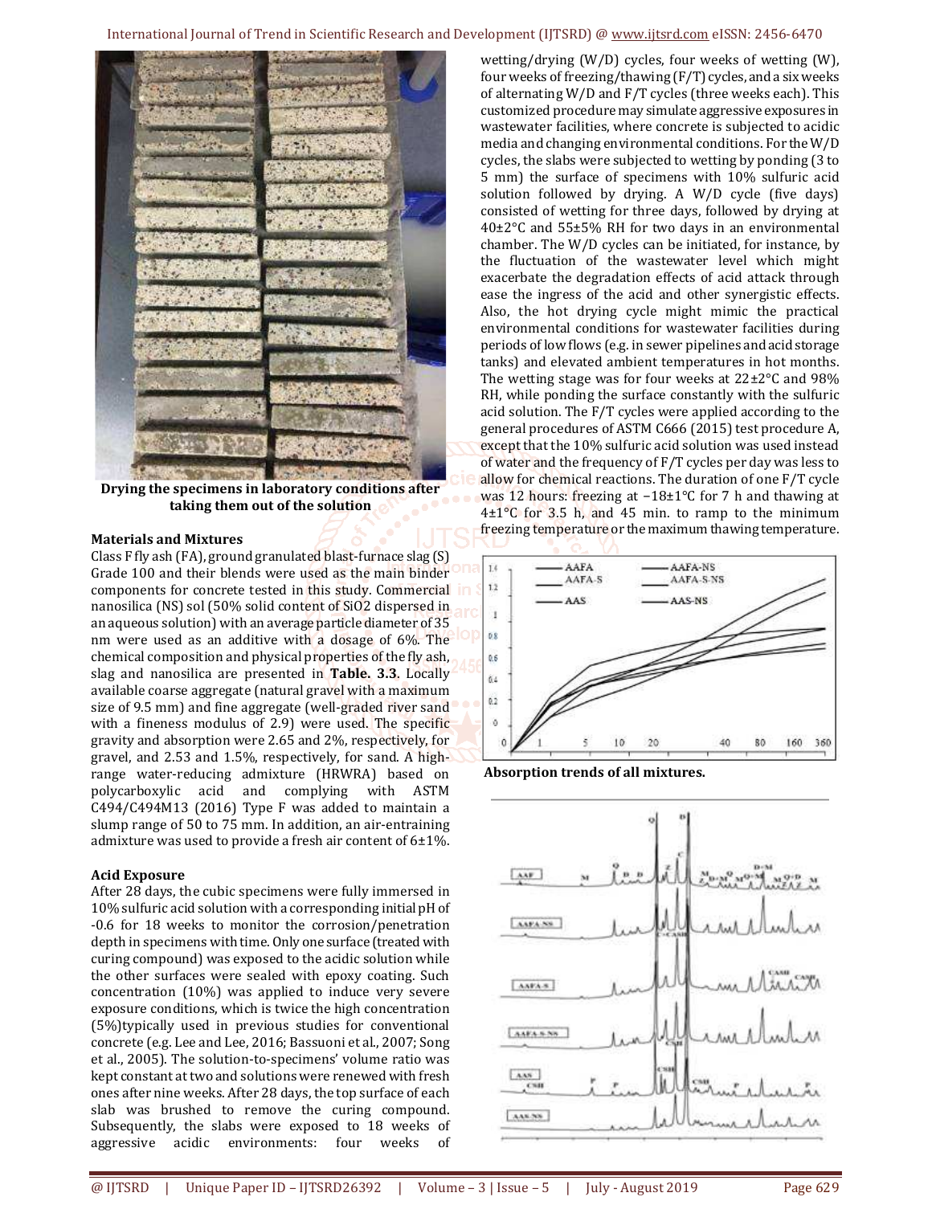Drying the specimens in laboratory conditions after taking them out of the solution

**Materials and Mixtures**

Class F fly ash (FA), ground granulated blast-furnace slag (S) Grade 100 and their blends were used as the main binder components for concrete tested in this study. Commercial nanosilica (NS) sol (50% solid content of $SiO_2$ dispersed in an aqueous solution) with an average particle diameter of 35 nm were used as an additive with a dosage of 6%. The chemical composition and physical properties of the fly ash, slag and nanosilica are presented in **Table. 3.3**. Locally available coarse aggregate (natural gravel with a maximum size of 9.5 mm) and fine aggregate (well-graded river sand with a fineness modulus of 2.9) were used. The specific gravity and absorption were 2.65 and 2%, respectively, for gravel, and 2.53 and 1.5%, respectively, for sand. A high-range water-reducing admixture (HRWRA) based on polycarboxylic acid and complying with ASTM C494/C494M13 (2016) Type F was added to maintain a slump range of 50 to 75 mm. In addition, an air-entraining admixture was used to provide a fresh air content of 6±1%.

**Acid Exposure**

After 28 days, the cubic specimens were fully immersed in 10% sulfuric acid solution with a corresponding initial pH of -0.6 for 18 weeks to monitor the corrosion/penetration depth in specimens with time. Only one surface (treated with curing compound) was exposed to the acidic solution while the other surfaces were sealed with epoxy coating. Such concentration (10%) was applied to induce very severe exposure conditions, which is twice the high concentration (5%)typically used in previous studies for conventional concrete (e.g. Lee and Lee, 2016; Bassuoni et al., 2007; Song et al., 2005). The solution-to-specimens' volume ratio was kept constant at two and solutions were renewed with fresh ones after nine weeks. After 28 days, the top surface of each slab was brushed to remove the curing compound. Subsequently, the slabs were exposed to 18 weeks of aggressive acidic environments: four weeks of wetting/drying (W/D) cycles, four weeks of wetting (W), four weeks of freezing/thawing (F/T) cycles, and a six weeks of alternating W/D and F/T cycles (three weeks each). This customized procedure may simulate aggressive exposures in wastewater facilities, where concrete is subjected to acidic media and changing environmental conditions. For the W/D cycles, the slabs were subjected to wetting by ponding (3 to 5 mm) the surface of specimens with 10% sulfuric acid solution followed by drying. A W/D cycle (five days) consisted of wetting for three days, followed by drying at 40±2°C and 55±5% RH for two days in an environmental chamber. The W/D cycles can be initiated, for instance, by the fluctuation of the wastewater level which might exacerbate the degradation effects of acid attack through ease the ingress of the acid and other synergistic effects. Also, the hot drying cycle might mimic the practical environmental conditions for wastewater facilities during periods of low flows (e.g. in sewer pipelines and acid storage tanks) and elevated ambient temperatures in hot months. The wetting stage was for four weeks at 22±2°C and 98% RH, while ponding the surface constantly with the sulfuric acid solution. The F/T cycles were applied according to the general procedures of ASTM C666 (2015) test procedure A, except that the 10% sulfuric acid solution was used instead of water and the frequency of F/T cycles per day was less to allow for chemical reactions. The duration of one F/T cycle was 12 hours: freezing at −18±1°C for 7 h and thawing at 4±1°C for 3.5 h, and 45 min. to ramp to the minimum freezing temperature or the maximum thawing temperature.

Absorption trends of all mixtures.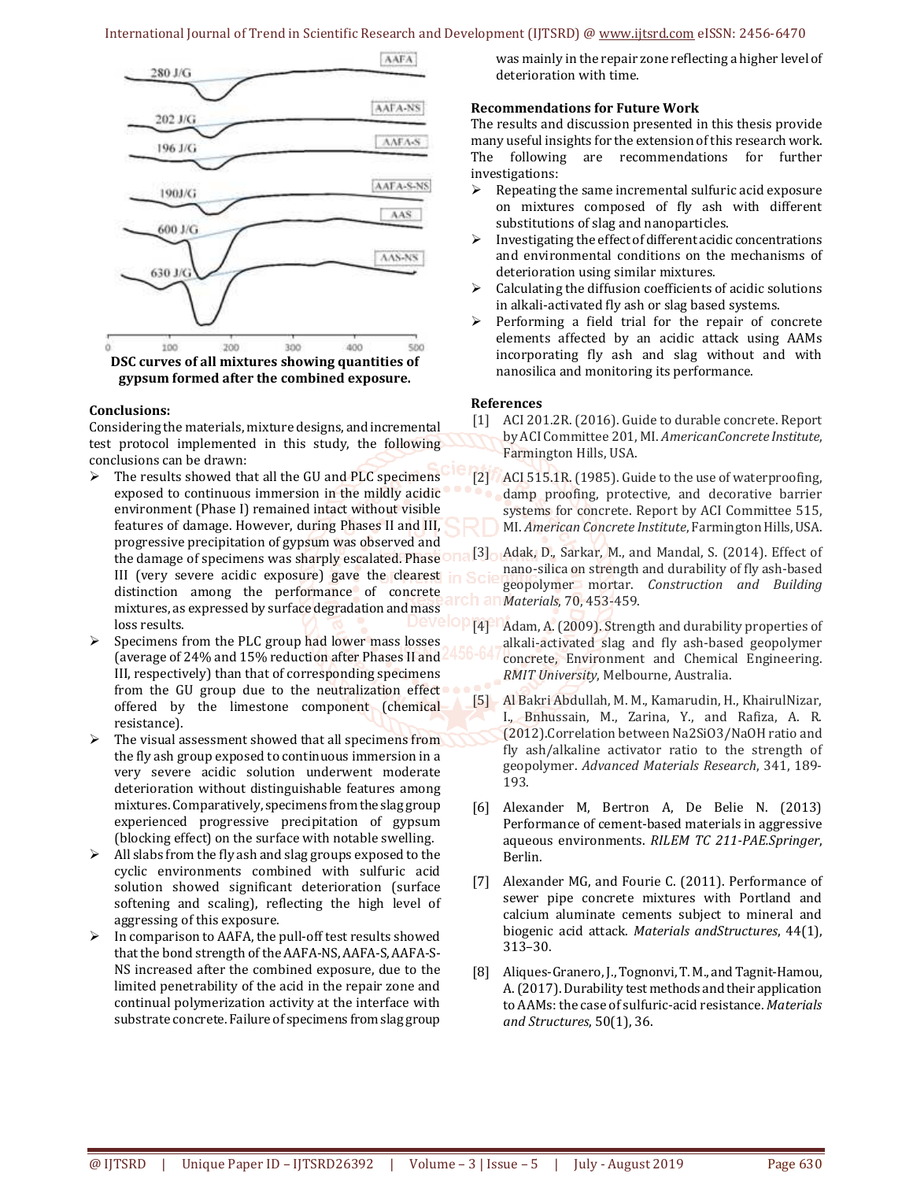280 J/G
AAFA
202 J/G
AAFA-NS
196 J/G
AAFA-S
190J/G
AAFA-S-NS
600 J/G
AAS
630 J/G
AAS-NS
0 100 200 300 400 500

**DSC curves of all mixtures showing quantities of gypsum formed after the combined exposure.**

**Conclusions:**

Considering the materials, mixture designs, and incremental test protocol implemented in this study, the following conclusions can be drawn:

- The results showed that all the GU and PLC specimens exposed to continuous immersion in the mildly acidic environment (Phase I) remained intact without visible features of damage. However, during Phases II and III, progressive precipitation of gypsum was observed and the damage of specimens was sharply escalated. Phase III (very severe acidic exposure) gave the clearest distinction among the performance of concrete mixtures, as expressed by surface degradation and mass loss results.
- Specimens from the PLC group had lower mass losses (average of 24% and 15% reduction after Phases II and III, respectively) than that of corresponding specimens from the GU group due to the neutralization effect offered by the limestone component (chemical resistance).
- The visual assessment showed that all specimens from the fly ash group exposed to continuous immersion in a very severe acidic solution underwent moderate deterioration without distinguishable features among mixtures. Comparatively, specimens from the slag group experienced progressive precipitation of gypsum (blocking effect) on the surface with notable swelling.
- All slabs from the fly ash and slag groups exposed to the cyclic environments combined with sulfuric acid solution showed significant deterioration (surface softening and scaling), reflecting the high level of aggressing of this exposure.
- In comparison to AAFA, the pull-off test results showed that the bond strength of the AAFA-NS, AAFA-S, AAFA-S-NS increased after the combined exposure, due to the limited penetrability of the acid in the repair zone and continual polymerization activity at the interface with substrate concrete. Failure of specimens from slag group was mainly in the repair zone reflecting a higher level of deterioration with time.

**Recommendations for Future Work**

The results and discussion presented in this thesis provide many useful insights for the extension of this research work. The following are recommendations for further investigations:

- Repeating the same incremental sulfuric acid exposure on mixtures composed of fly ash with different substitutions of slag and nanoparticles.
- Investigating the effect of different acidic concentrations and environmental conditions on the mechanisms of deterioration using similar mixtures.
- Calculating the diffusion coefficients of acidic solutions in alkali-activated fly ash or slag based systems.
- Performing a field trial for the repair of concrete elements affected by an acidic attack using AAMs incorporating fly ash and slag without and with nanosilica and monitoring its performance.

**References**

[1] ACI 201.2R. (2016). Guide to durable concrete. Report by ACI Committee 201, MI. *AmericanConcrete Institute*, Farmington Hills, USA.

[2] ACI 515.1R. (1985). Guide to the use of waterproofing, damp proofing, protective, and decorative barrier systems for concrete. Report by ACI Committee 515, MI. *American Concrete Institute*, Farmington Hills, USA.

[3] Adak, D., Sarkar, M., and Mandal, S. (2014). Effect of nano-silica on strength and durability of fly ash-based geopolymer mortar. *Construction and Building Materials*, 70, 453-459.

[4] Adam, A. (2009). Strength and durability properties of alkali-activated slag and fly ash-based geopolymer concrete, Environment and Chemical Engineering. *RMIT University*, Melbourne, Australia.

[5] Al Bakri Abdullah, M. M., Kamarudin, H., KhairulNizar, I., Bnhussain, M., Zarina, Y., and Rafiza, A. R. (2012).Correlation between Na2SiO3/NaOH ratio and fly ash/alkaline activator ratio to the strength of geopolymer. *Advanced Materials Research*, 341, 189-193.

[6] Alexander M, Bertron A, De Belie N. (2013) Performance of cement-based materials in aggressive aqueous environments. *RILEM TC 211-PAE.Springer*, Berlin.

[7] Alexander MG, and Fourie C. (2011). Performance of sewer pipe concrete mixtures with Portland and calcium aluminate cements subject to mineral and biogenic acid attack. *Materials andStructures*, 44(1), 313–30.

[8] Aliques-Granero, J., Tognonvi, T. M., and Tagnit-Hamou, A. (2017). Durability test methods and their application to AAMs: the case of sulfuric-acid resistance. *Materials and Structures*, 50(1), 36.